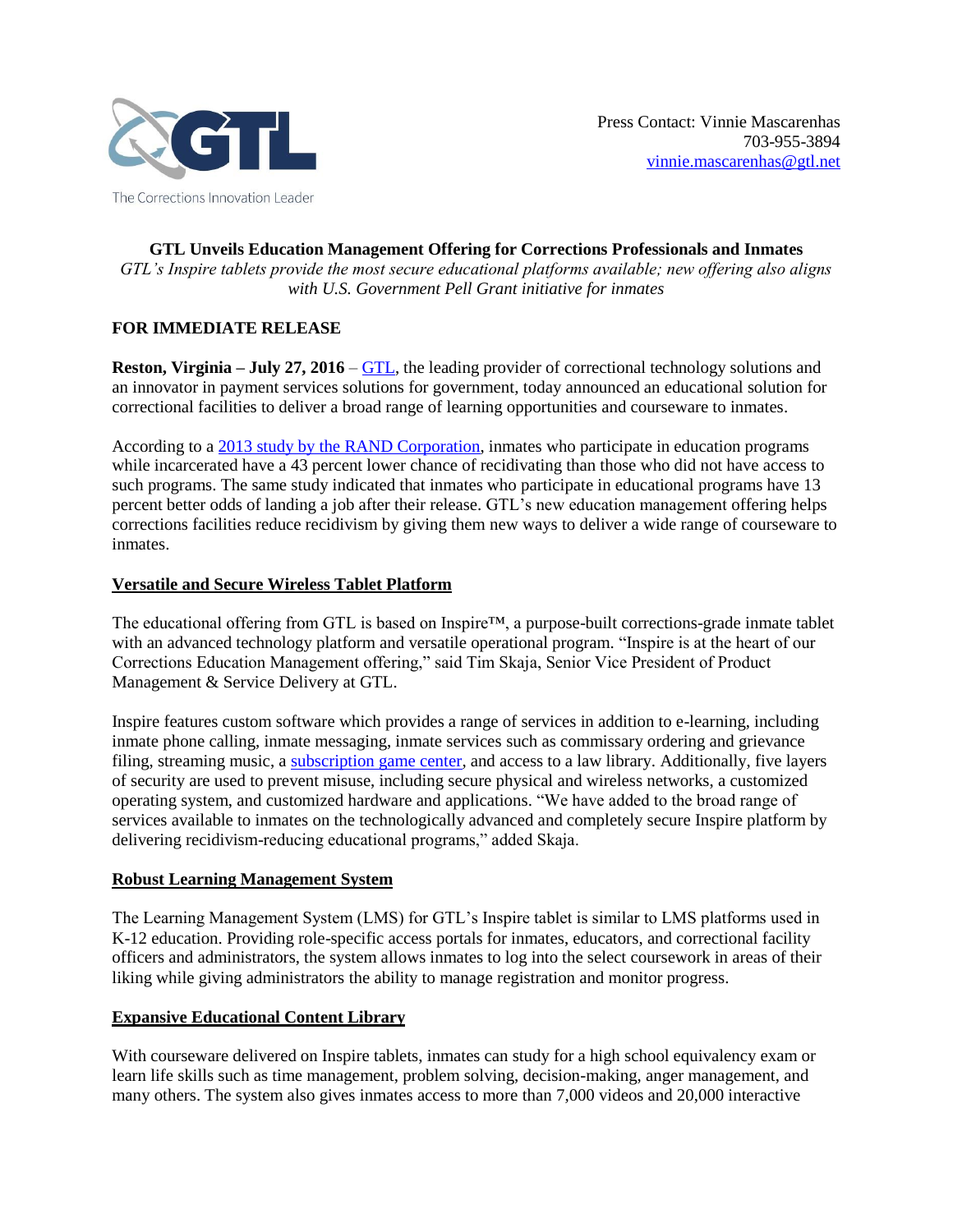GTL

The Corrections Innovation Leader

Press Contact: Vinnie Mascarenhas
703-955-3894
vinnie.mascarenhas@gtl.net

# GTL Unveils Education Management Offering for Corrections Professionals and Inmates

*GTL's Inspire tablets provide the most secure educational platforms available; new offering also aligns with U.S. Government Pell Grant initiative for inmates*

**FOR IMMEDIATE RELEASE**

**Reston, Virginia – July 27, 2016** – GTL, the leading provider of correctional technology solutions and an innovator in payment services solutions for government, today announced an educational solution for correctional facilities to deliver a broad range of learning opportunities and courseware to inmates.

According to a 2013 study by the RAND Corporation, inmates who participate in education programs while incarcerated have a 43 percent lower chance of recidivating than those who did not have access to such programs. The same study indicated that inmates who participate in educational programs have 13 percent better odds of landing a job after their release. GTL's new education management offering helps corrections facilities reduce recidivism by giving them new ways to deliver a wide range of courseware to inmates.

## Versatile and Secure Wireless Tablet Platform

The educational offering from GTL is based on Inspire™, a purpose-built corrections-grade inmate tablet with an advanced technology platform and versatile operational program. "Inspire is at the heart of our Corrections Education Management offering," said Tim Skaja, Senior Vice President of Product Management & Service Delivery at GTL.

Inspire features custom software which provides a range of services in addition to e-learning, including inmate phone calling, inmate messaging, inmate services such as commissary ordering and grievance filing, streaming music, a subscription game center, and access to a law library. Additionally, five layers of security are used to prevent misuse, including secure physical and wireless networks, a customized operating system, and customized hardware and applications. "We have added to the broad range of services available to inmates on the technologically advanced and completely secure Inspire platform by delivering recidivism-reducing educational programs," added Skaja.

## Robust Learning Management System

The Learning Management System (LMS) for GTL's Inspire tablet is similar to LMS platforms used in K-12 education. Providing role-specific access portals for inmates, educators, and correctional facility officers and administrators, the system allows inmates to log into the select coursework in areas of their liking while giving administrators the ability to manage registration and monitor progress.

## Expansive Educational Content Library

With courseware delivered on Inspire tablets, inmates can study for a high school equivalency exam or learn life skills such as time management, problem solving, decision-making, anger management, and many others. The system also gives inmates access to more than 7,000 videos and 20,000 interactive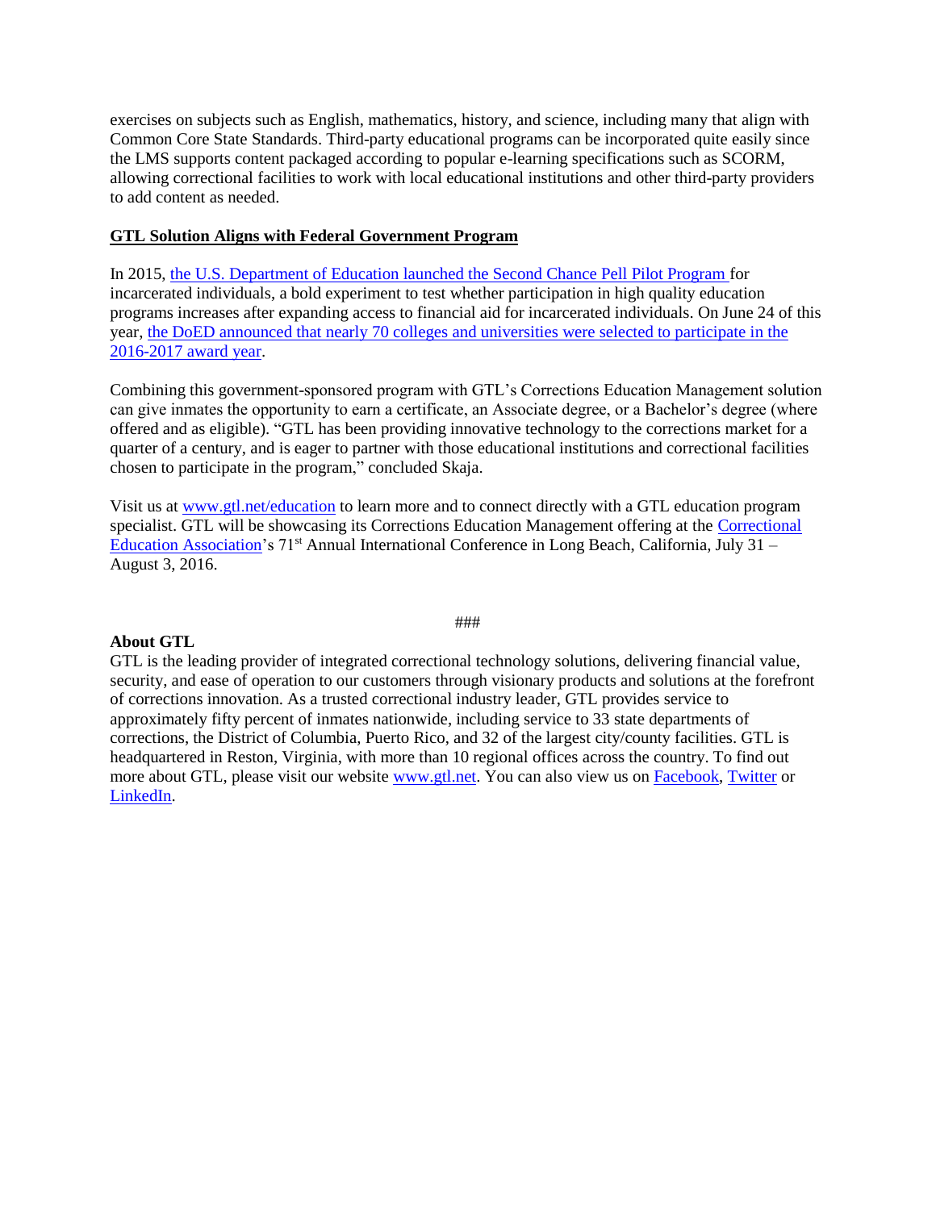exercises on subjects such as English, mathematics, history, and science, including many that align with Common Core State Standards. Third-party educational programs can be incorporated quite easily since the LMS supports content packaged according to popular e-learning specifications such as SCORM, allowing correctional facilities to work with local educational institutions and other third-party providers to add content as needed.

**GTL Solution Aligns with Federal Government Program**

In 2015, the U.S. Department of Education launched the Second Chance Pell Pilot Program for incarcerated individuals, a bold experiment to test whether participation in high quality education programs increases after expanding access to financial aid for incarcerated individuals. On June 24 of this year, the DoED announced that nearly 70 colleges and universities were selected to participate in the 2016-2017 award year.

Combining this government-sponsored program with GTL's Corrections Education Management solution can give inmates the opportunity to earn a certificate, an Associate degree, or a Bachelor's degree (where offered and as eligible). "GTL has been providing innovative technology to the corrections market for a quarter of a century, and is eager to partner with those educational institutions and correctional facilities chosen to participate in the program," concluded Skaja.

Visit us at www.gtl.net/education to learn more and to connect directly with a GTL education program specialist. GTL will be showcasing its Corrections Education Management offering at the Correctional Education Association's 71st Annual International Conference in Long Beach, California, July 31 – August 3, 2016.

###

**About GTL**

GTL is the leading provider of integrated correctional technology solutions, delivering financial value, security, and ease of operation to our customers through visionary products and solutions at the forefront of corrections innovation. As a trusted correctional industry leader, GTL provides service to approximately fifty percent of inmates nationwide, including service to 33 state departments of corrections, the District of Columbia, Puerto Rico, and 32 of the largest city/county facilities. GTL is headquartered in Reston, Virginia, with more than 10 regional offices across the country. To find out more about GTL, please visit our website www.gtl.net. You can also view us on Facebook, Twitter or LinkedIn.